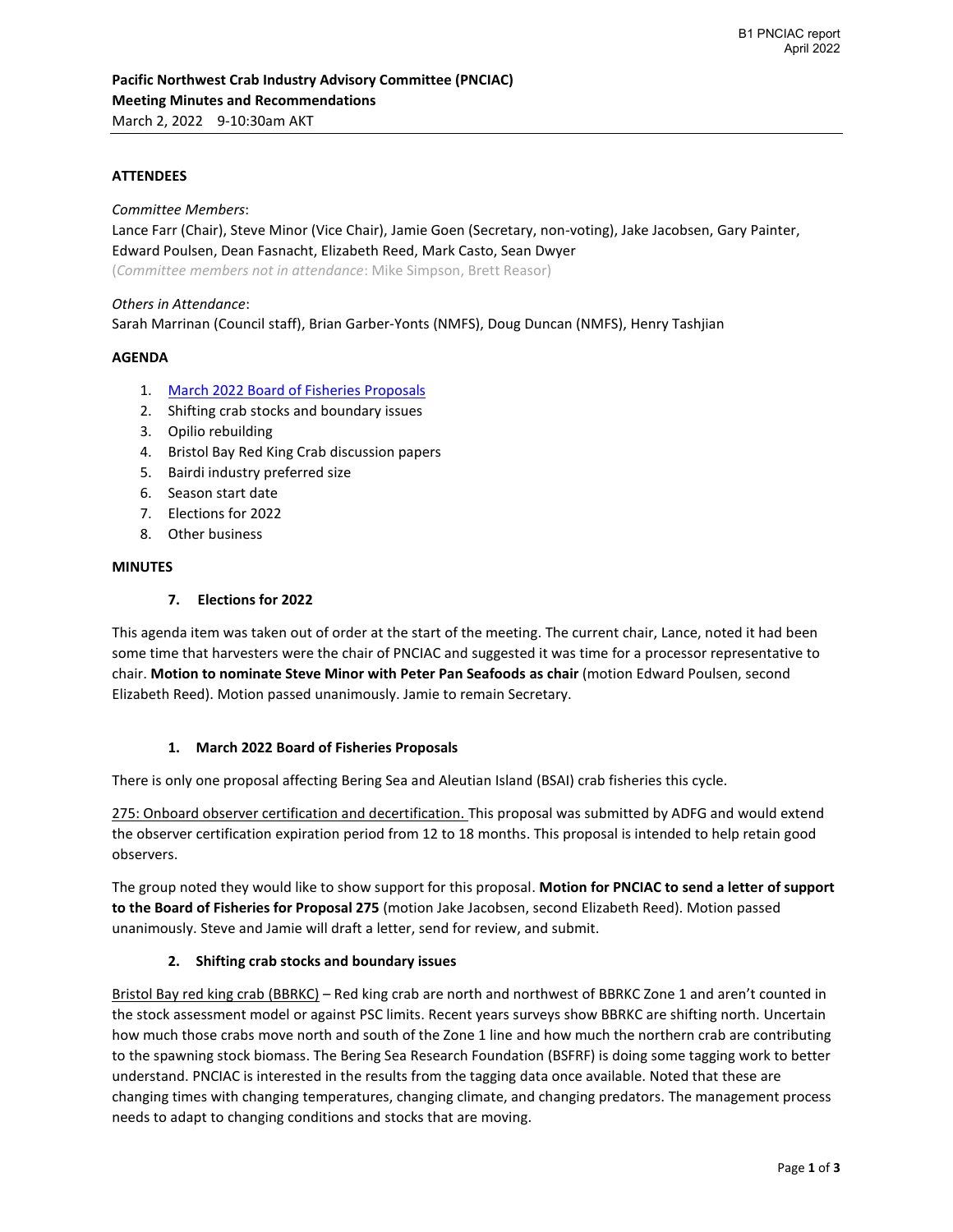# Pacific Northwest Crab Industry Advisory Committee (PNCIAC)
## Meeting Minutes and Recommendations

March 2, 2022 9-10:30am AKT

### ATTENDEES

*Committee Members*:

Lance Farr (Chair), Steve Minor (Vice Chair), Jamie Goen (Secretary, non-voting), Jake Jacobsen, Gary Painter, Edward Poulsen, Dean Fasnacht, Elizabeth Reed, Mark Casto, Sean Dwyer

(*Committee members not in attendance*: Mike Simpson, Brett Reasor)

*Others in Attendance*:

Sarah Marrinan (Council staff), Brian Garber-Yonts (NMFS), Doug Duncan (NMFS), Henry Tashjian

### AGENDA

1. March 2022 Board of Fisheries Proposals
2. Shifting crab stocks and boundary issues
3. Opilio rebuilding
4. Bristol Bay Red King Crab discussion papers
5. Bairdi industry preferred size
6. Season start date
7. Elections for 2022
8. Other business

### MINUTES

#### 7. Elections for 2022

This agenda item was taken out of order at the start of the meeting. The current chair, Lance, noted it had been some time that harvesters were the chair of PNCIAC and suggested it was time for a processor representative to chair. **Motion to nominate Steve Minor with Peter Pan Seafoods as chair** (motion Edward Poulsen, second Elizabeth Reed). Motion passed unanimously. Jamie to remain Secretary.

#### 1. March 2022 Board of Fisheries Proposals

There is only one proposal affecting Bering Sea and Aleutian Island (BSAI) crab fisheries this cycle.

<u>275: Onboard observer certification and decertification.</u> This proposal was submitted by ADFG and would extend the observer certification expiration period from 12 to 18 months. This proposal is intended to help retain good observers.

The group noted they would like to show support for this proposal. **Motion for PNCIAC to send a letter of support to the Board of Fisheries for Proposal 275** (motion Jake Jacobsen, second Elizabeth Reed). Motion passed unanimously. Steve and Jamie will draft a letter, send for review, and submit.

#### 2. Shifting crab stocks and boundary issues

<u>Bristol Bay red king crab (BBRKC)</u> – Red king crab are north and northwest of BBRKC Zone 1 and aren't counted in the stock assessment model or against PSC limits. Recent years surveys show BBRKC are shifting north. Uncertain how much those crabs move north and south of the Zone 1 line and how much the northern crab are contributing to the spawning stock biomass. The Bering Sea Research Foundation (BSFRF) is doing some tagging work to better understand. PNCIAC is interested in the results from the tagging data once available. Noted that these are changing times with changing temperatures, changing climate, and changing predators. The management process needs to adapt to changing conditions and stocks that are moving.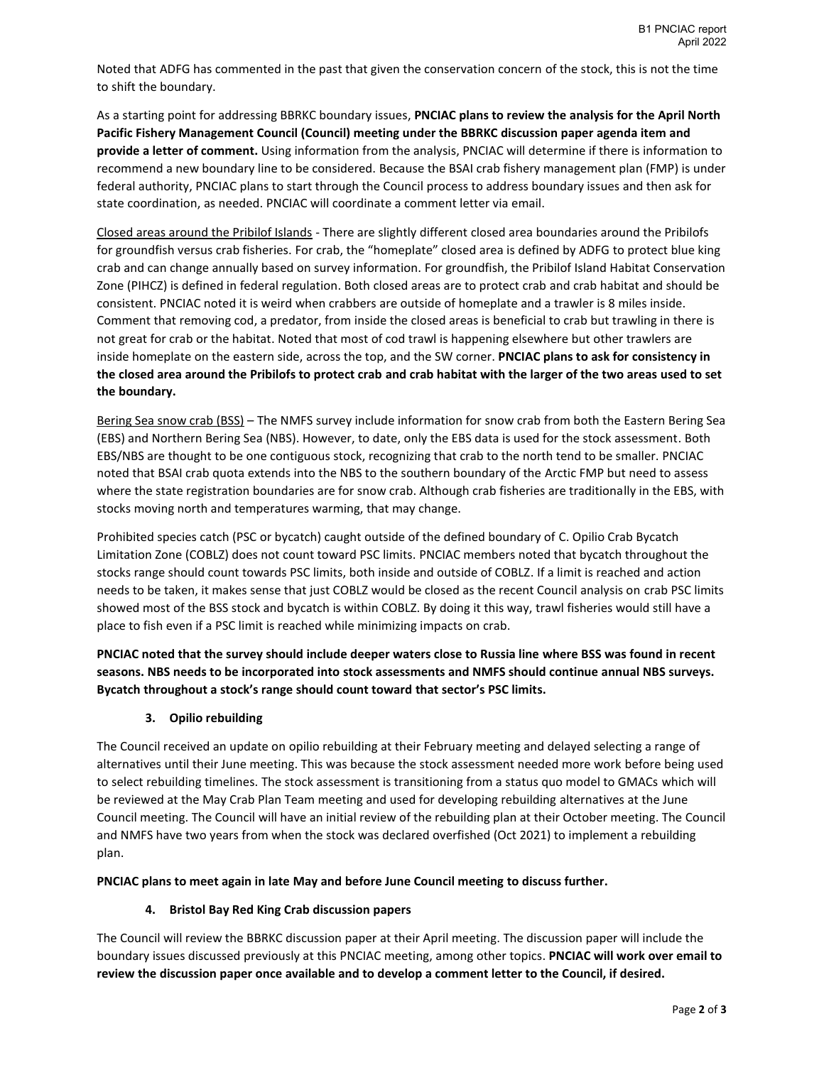Noted that ADFG has commented in the past that given the conservation concern of the stock, this is not the time to shift the boundary.

As a starting point for addressing BBRKC boundary issues, **PNCIAC plans to review the analysis for the April North Pacific Fishery Management Council (Council) meeting under the BBRKC discussion paper agenda item and provide a letter of comment.** Using information from the analysis, PNCIAC will determine if there is information to recommend a new boundary line to be considered. Because the BSAI crab fishery management plan (FMP) is under federal authority, PNCIAC plans to start through the Council process to address boundary issues and then ask for state coordination, as needed. PNCIAC will coordinate a comment letter via email.

<u>Closed areas around the Pribilof Islands</u> - There are slightly different closed area boundaries around the Pribilofs for groundfish versus crab fisheries. For crab, the "homeplate" closed area is defined by ADFG to protect blue king crab and can change annually based on survey information. For groundfish, the Pribilof Island Habitat Conservation Zone (PIHCZ) is defined in federal regulation. Both closed areas are to protect crab and crab habitat and should be consistent. PNCIAC noted it is weird when crabbers are outside of homeplate and a trawler is 8 miles inside. Comment that removing cod, a predator, from inside the closed areas is beneficial to crab but trawling in there is not great for crab or the habitat. Noted that most of cod trawl is happening elsewhere but other trawlers are inside homeplate on the eastern side, across the top, and the SW corner. **PNCIAC plans to ask for consistency in the closed area around the Pribilofs to protect crab and crab habitat with the larger of the two areas used to set the boundary.**

<u>Bering Sea snow crab (BSS)</u> – The NMFS survey include information for snow crab from both the Eastern Bering Sea (EBS) and Northern Bering Sea (NBS). However, to date, only the EBS data is used for the stock assessment. Both EBS/NBS are thought to be one contiguous stock, recognizing that crab to the north tend to be smaller. PNCIAC noted that BSAI crab quota extends into the NBS to the southern boundary of the Arctic FMP but need to assess where the state registration boundaries are for snow crab. Although crab fisheries are traditionally in the EBS, with stocks moving north and temperatures warming, that may change.

Prohibited species catch (PSC or bycatch) caught outside of the defined boundary of C. Opilio Crab Bycatch Limitation Zone (COBLZ) does not count toward PSC limits. PNCIAC members noted that bycatch throughout the stocks range should count towards PSC limits, both inside and outside of COBLZ. If a limit is reached and action needs to be taken, it makes sense that just COBLZ would be closed as the recent Council analysis on crab PSC limits showed most of the BSS stock and bycatch is within COBLZ. By doing it this way, trawl fisheries would still have a place to fish even if a PSC limit is reached while minimizing impacts on crab.

**PNCIAC noted that the survey should include deeper waters close to Russia line where BSS was found in recent seasons. NBS needs to be incorporated into stock assessments and NMFS should continue annual NBS surveys. Bycatch throughout a stock's range should count toward that sector's PSC limits.**

### 3. Opilio rebuilding

The Council received an update on opilio rebuilding at their February meeting and delayed selecting a range of alternatives until their June meeting. This was because the stock assessment needed more work before being used to select rebuilding timelines. The stock assessment is transitioning from a status quo model to GMACs which will be reviewed at the May Crab Plan Team meeting and used for developing rebuilding alternatives at the June Council meeting. The Council will have an initial review of the rebuilding plan at their October meeting. The Council and NMFS have two years from when the stock was declared overfished (Oct 2021) to implement a rebuilding plan.

**PNCIAC plans to meet again in late May and before June Council meeting to discuss further.**

### 4. Bristol Bay Red King Crab discussion papers

The Council will review the BBRKC discussion paper at their April meeting. The discussion paper will include the boundary issues discussed previously at this PNCIAC meeting, among other topics. **PNCIAC will work over email to review the discussion paper once available and to develop a comment letter to the Council, if desired.**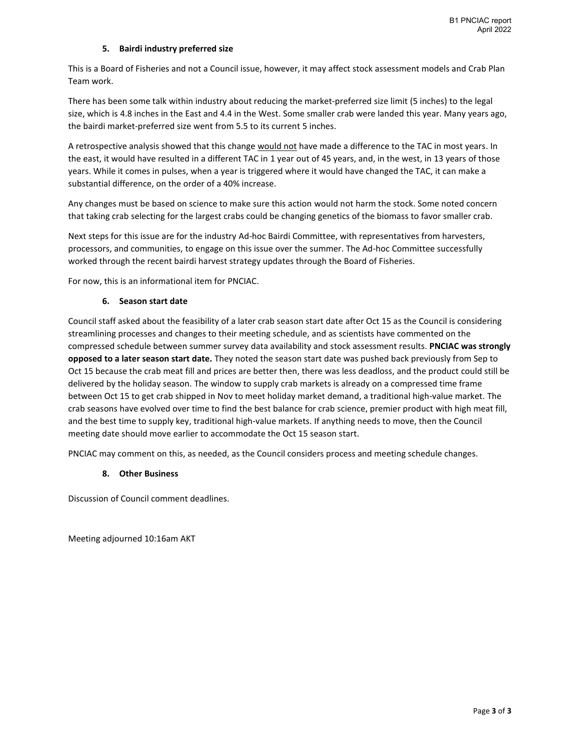### 5. Bairdi industry preferred size

This is a Board of Fisheries and not a Council issue, however, it may affect stock assessment models and Crab Plan Team work.

There has been some talk within industry about reducing the market-preferred size limit (5 inches) to the legal size, which is 4.8 inches in the East and 4.4 in the West. Some smaller crab were landed this year. Many years ago, the bairdi market-preferred size went from 5.5 to its current 5 inches.

A retrospective analysis showed that this change <u>would not</u> have made a difference to the TAC in most years. In the east, it would have resulted in a different TAC in 1 year out of 45 years, and, in the west, in 13 years of those years. While it comes in pulses, when a year is triggered where it would have changed the TAC, it can make a substantial difference, on the order of a 40% increase.

Any changes must be based on science to make sure this action would not harm the stock. Some noted concern that taking crab selecting for the largest crabs could be changing genetics of the biomass to favor smaller crab.

Next steps for this issue are for the industry Ad-hoc Bairdi Committee, with representatives from harvesters, processors, and communities, to engage on this issue over the summer. The Ad-hoc Committee successfully worked through the recent bairdi harvest strategy updates through the Board of Fisheries.

For now, this is an informational item for PNCIAC.

### 6. Season start date

Council staff asked about the feasibility of a later crab season start date after Oct 15 as the Council is considering streamlining processes and changes to their meeting schedule, and as scientists have commented on the compressed schedule between summer survey data availability and stock assessment results. **PNCIAC was strongly opposed to a later season start date.** They noted the season start date was pushed back previously from Sep to Oct 15 because the crab meat fill and prices are better then, there was less deadloss, and the product could still be delivered by the holiday season. The window to supply crab markets is already on a compressed time frame between Oct 15 to get crab shipped in Nov to meet holiday market demand, a traditional high-value market. The crab seasons have evolved over time to find the best balance for crab science, premier product with high meat fill, and the best time to supply key, traditional high-value markets. If anything needs to move, then the Council meeting date should move earlier to accommodate the Oct 15 season start.

PNCIAC may comment on this, as needed, as the Council considers process and meeting schedule changes.

### 8. Other Business

Discussion of Council comment deadlines.

Meeting adjourned 10:16am AKT